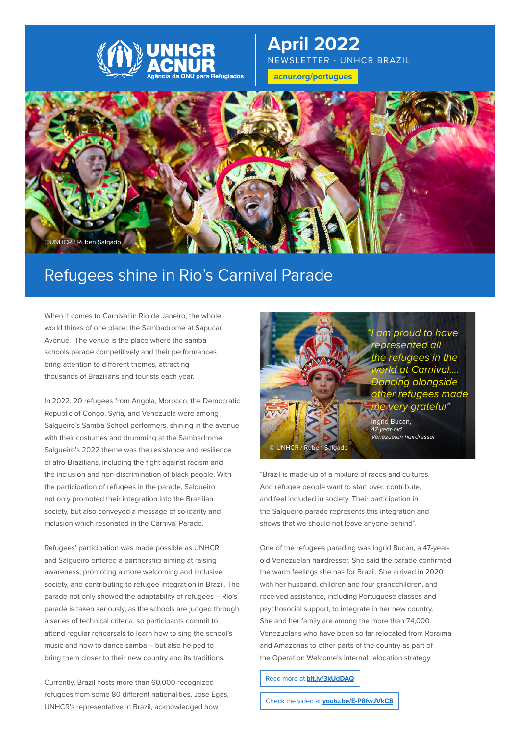UNHCR ACNUR
Agência da ONU para Refugiados

# April 2022

NEWSLETTER - UNHCR BRAZIL

acnur.org/portugues

©UNHCR / Ruben Salgado

## Refugees shine in Rio's Carnival Parade

When it comes to Carnival in Rio de Janeiro, the whole world thinks of one place: the Sambadrome at Sapucaí Avenue. The venue is the place where the samba schools parade competitively and their performances bring attention to different themes, attracting thousands of Brazilians and tourists each year.

In 2022, 20 refugees from Angola, Morocco, the Democratic Republic of Congo, Syria, and Venezuela were among Salgueiro's Samba School performers, shining in the avenue with their costumes and drumming at the Sambadrome. Salgueiro's 2022 theme was the resistance and resilience of afro-Brazilians, including the fight against racism and the inclusion and non-discrimination of black people. With the participation of refugees in the parade, Salgueiro not only promoted their integration into the Brazilian society, but also conveyed a message of solidarity and inclusion which resonated in the Carnival Parade.

Refugees' participation was made possible as UNHCR and Salgueiro entered a partnership aiming at raising awareness, promoting a more welcoming and inclusive society, and contributing to refugee integration in Brazil. The parade not only showed the adaptability of refugees – Rio's parade is taken seriously, as the schools are judged through a series of technical criteria, so participants commit to attend regular rehearsals to learn how to sing the school's music and how to dance samba – but also helped to bring them closer to their new country and its traditions.

Currently, Brazil hosts more than 60,000 recognized refugees from some 80 different nationalities. Jose Egas, UNHCR's representative in Brazil, acknowledged how

*"I am proud to have represented all the refugees in the world at Carnival.... Dancing alongside other refugees made me very grateful"*

Ingrid Bucan,
*47-year-old Venezuelan hairdresser*

© UNHCR / Ruben Salgado

"Brazil is made up of a mixture of races and cultures. And refugee people want to start over, contribute, and feel included in society. Their participation in the Salgueiro parade represents this integration and shows that we should not leave anyone behind".

One of the refugees parading was Ingrid Bucan, a 47-year-old Venezuelan hairdresser. She said the parade confirmed the warm feelings she has for Brazil. She arrived in 2020 with her husband, children and four grandchildren, and received assistance, including Portuguese classes and psychosocial support, to integrate in her new country. She and her family are among the more than 74,000 Venezuelans who have been so far relocated from Roraima and Amazonas to other parts of the country as part of the Operation Welcome's internal relocation strategy.

Read more at **bit.ly/3kUdDAQ**

Check the video at **youtu.be/E-P8fwJVkC8**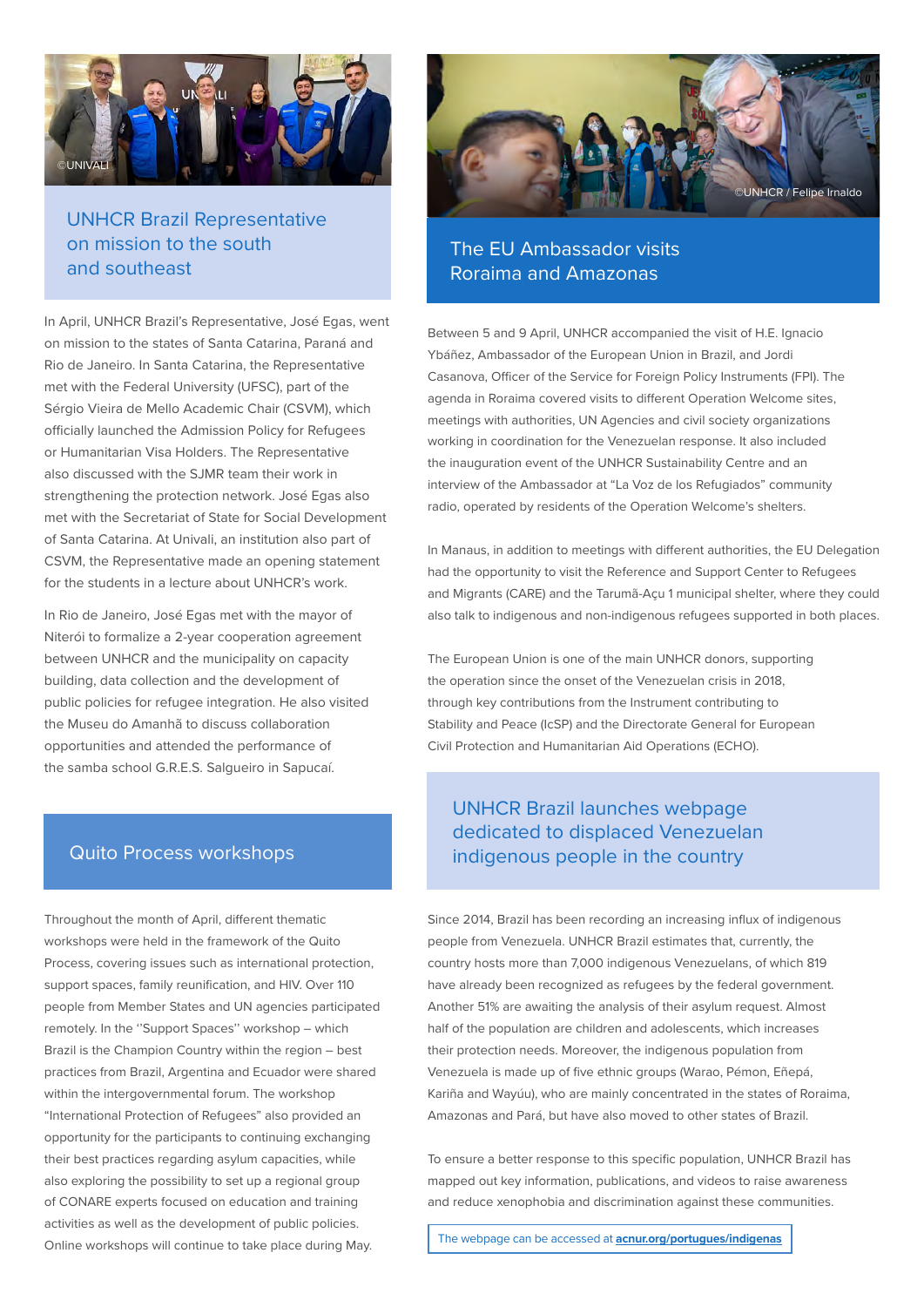©UNIVALI

## UNHCR Brazil Representative on mission to the south and southeast

In April, UNHCR Brazil's Representative, José Egas, went on mission to the states of Santa Catarina, Paraná and Rio de Janeiro. In Santa Catarina, the Representative met with the Federal University (UFSC), part of the Sérgio Vieira de Mello Academic Chair (CSVM), which officially launched the Admission Policy for Refugees or Humanitarian Visa Holders. The Representative also discussed with the SJMR team their work in strengthening the protection network. José Egas also met with the Secretariat of State for Social Development of Santa Catarina. At Univali, an institution also part of CSVM, the Representative made an opening statement for the students in a lecture about UNHCR's work.

In Rio de Janeiro, José Egas met with the mayor of Niterói to formalize a 2-year cooperation agreement between UNHCR and the municipality on capacity building, data collection and the development of public policies for refugee integration. He also visited the Museu do Amanhã to discuss collaboration opportunities and attended the performance of the samba school G.R.E.S. Salgueiro in Sapucaí.

## Quito Process workshops

Throughout the month of April, different thematic workshops were held in the framework of the Quito Process, covering issues such as international protection, support spaces, family reunification, and HIV. Over 110 people from Member States and UN agencies participated remotely. In the ''Support Spaces'' workshop – which Brazil is the Champion Country within the region – best practices from Brazil, Argentina and Ecuador were shared within the intergovernmental forum. The workshop "International Protection of Refugees" also provided an opportunity for the participants to continuing exchanging their best practices regarding asylum capacities, while also exploring the possibility to set up a regional group of CONARE experts focused on education and training activities as well as the development of public policies. Online workshops will continue to take place during May.

©UNHCR / Felipe Irnaldo

## The EU Ambassador visits Roraima and Amazonas

Between 5 and 9 April, UNHCR accompanied the visit of H.E. Ignacio Ybáñez, Ambassador of the European Union in Brazil, and Jordi Casanova, Officer of the Service for Foreign Policy Instruments (FPI). The agenda in Roraima covered visits to different Operation Welcome sites, meetings with authorities, UN Agencies and civil society organizations working in coordination for the Venezuelan response. It also included the inauguration event of the UNHCR Sustainability Centre and an interview of the Ambassador at "La Voz de los Refugiados" community radio, operated by residents of the Operation Welcome's shelters.

In Manaus, in addition to meetings with different authorities, the EU Delegation had the opportunity to visit the Reference and Support Center to Refugees and Migrants (CARE) and the Tarumã-Açu 1 municipal shelter, where they could also talk to indigenous and non-indigenous refugees supported in both places.

The European Union is one of the main UNHCR donors, supporting the operation since the onset of the Venezuelan crisis in 2018, through key contributions from the Instrument contributing to Stability and Peace (IcSP) and the Directorate General for European Civil Protection and Humanitarian Aid Operations (ECHO).

## UNHCR Brazil launches webpage dedicated to displaced Venezuelan indigenous people in the country

Since 2014, Brazil has been recording an increasing influx of indigenous people from Venezuela. UNHCR Brazil estimates that, currently, the country hosts more than 7,000 indigenous Venezuelans, of which 819 have already been recognized as refugees by the federal government. Another 51% are awaiting the analysis of their asylum request. Almost half of the population are children and adolescents, which increases their protection needs. Moreover, the indigenous population from Venezuela is made up of five ethnic groups (Warao, Pémon, Eñepá, Kariña and Wayúu), who are mainly concentrated in the states of Roraima, Amazonas and Pará, but have also moved to other states of Brazil.

To ensure a better response to this specific population, UNHCR Brazil has mapped out key information, publications, and videos to raise awareness and reduce xenophobia and discrimination against these communities.

The webpage can be accessed at **acnur.org/portugues/indigenas**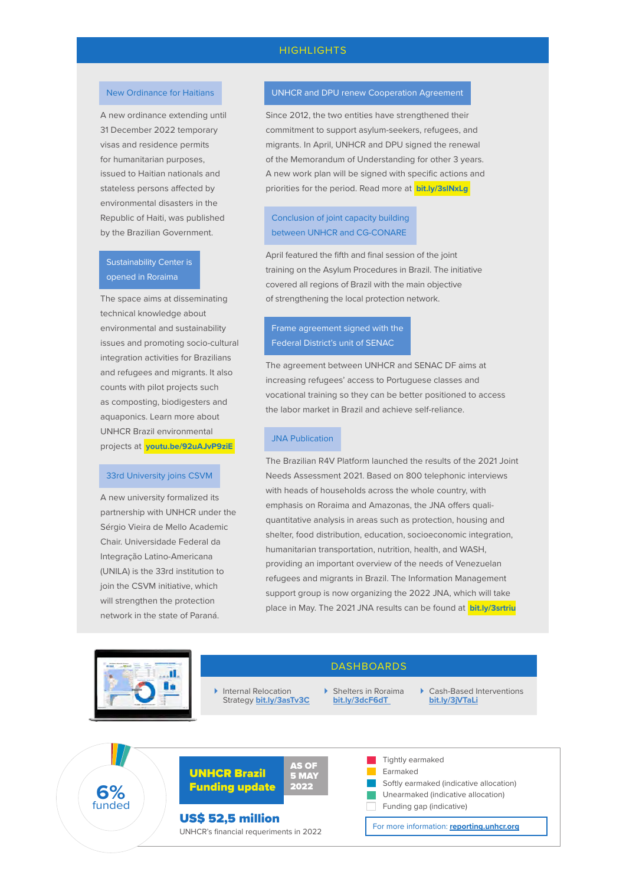## HIGHLIGHTS

### New Ordinance for Haitians

A new ordinance extending until 31 December 2022 temporary visas and residence permits for humanitarian purposes, issued to Haitian nationals and stateless persons affected by environmental disasters in the Republic of Haiti, was published by the Brazilian Government.

### Sustainability Center is opened in Roraima

The space aims at disseminating technical knowledge about environmental and sustainability issues and promoting socio-cultural integration activities for Brazilians and refugees and migrants. It also counts with pilot projects such as composting, biodigesters and aquaponics. Learn more about UNHCR Brazil environmental projects at **youtu.be/92uAJvP9ziE**

### 33rd University joins CSVM

A new university formalized its partnership with UNHCR under the Sérgio Vieira de Mello Academic Chair. Universidade Federal da Integração Latino-Americana (UNILA) is the 33rd institution to join the CSVM initiative, which will strengthen the protection network in the state of Paraná.

### UNHCR and DPU renew Cooperation Agreement

Since 2012, the two entities have strengthened their commitment to support asylum-seekers, refugees, and migrants. In April, UNHCR and DPU signed the renewal of the Memorandum of Understanding for other 3 years. A new work plan will be signed with specific actions and priorities for the period. Read more at **bit.ly/3sINxLg**

### Conclusion of joint capacity building between UNHCR and CG-CONARE

April featured the fifth and final session of the joint training on the Asylum Procedures in Brazil. The initiative covered all regions of Brazil with the main objective of strengthening the local protection network.

### Frame agreement signed with the Federal District's unit of SENAC

The agreement between UNHCR and SENAC DF aims at increasing refugees' access to Portuguese classes and vocational training so they can be better positioned to access the labor market in Brazil and achieve self-reliance.

### JNA Publication

The Brazilian R4V Platform launched the results of the 2021 Joint Needs Assessment 2021. Based on 800 telephonic interviews with heads of households across the whole country, with emphasis on Roraima and Amazonas, the JNA offers quali-quantitative analysis in areas such as protection, housing and shelter, food distribution, education, socioeconomic integration, humanitarian transportation, nutrition, health, and WASH, providing an important overview of the needs of Venezuelan refugees and migrants in Brazil. The Information Management support group is now organizing the 2022 JNA, which will take place in May. The 2021 JNA results can be found at **bit.ly/3srtiu**

## DASHBOARDS

- Internal Relocation Strategy **bit.ly/3asTv3C**
- Shelters in Roraima **bit.ly/3dcF6dT**
- Cash-Based Interventions **bit.ly/3jVTaLi**

## UNHCR Brazil Funding update

**AS OF 5 MAY 2022**

**6%** funded

**US$ 52,5 million**

UNHCR's financial requeriments in 2022

- Tightly earmarked
- Earmarked
- Softly earmarked (indicative allocation)
- Unearmarked (indicative allocation)
- Funding gap (indicative)

For more information: **reporting.unhcr.org**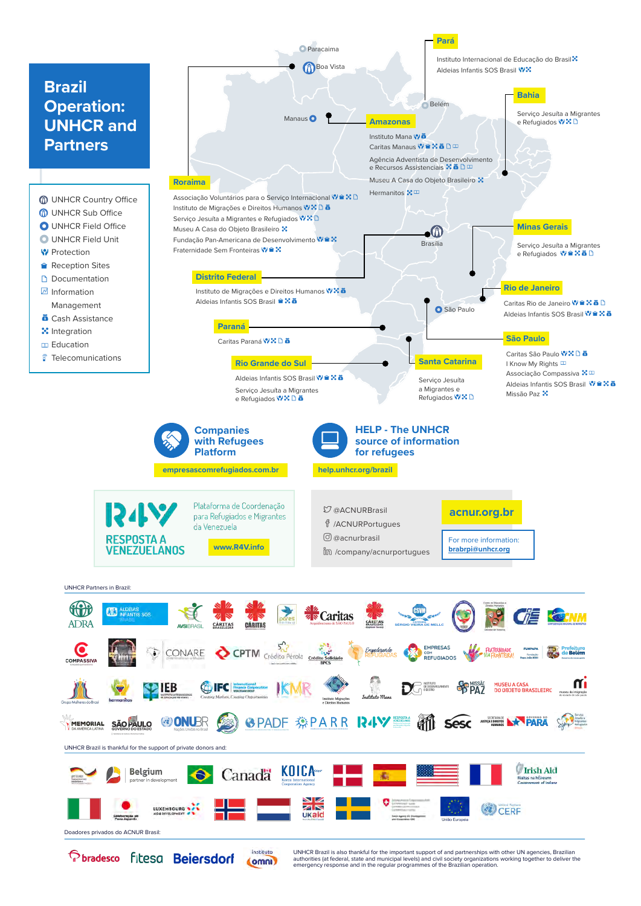# Brazil Operation: UNHCR and Partners

- UNHCR Country Office
- UNHCR Sub Office
- UNHCR Field Office
- UNHCR Field Unit
- Protection
- Reception Sites
- Documentation
- Information Management
- Cash Assistance
- Integration
- Education
- Telecomunications

Paracaima
Boa Vista
Manaus
Belém
Brasília
São Paulo

**Pará**

Instituto Internacional de Educação do Brasil
Aldeias Infantis SOS Brasil

**Bahia**

Serviço Jesuíta a Migrantes e Refugiados

**Amazonas**

Instituto Mana
Caritas Manaus
Agência Adventista de Desenvolvimento e Recursos Assistenciais
Museu A Casa do Objeto Brasileiro
Hermanitos

**Roraima**

Associação Voluntários para o Serviço Internacional
Instituto de Migrações e Direitos Humanos
Serviço Jesuíta a Migrantes e Refugiados
Museu A Casa do Objeto Brasileiro
Fundação Pan-Americana de Desenvolvimento
Fraternidade Sem Fronteiras

**Minas Gerais**

Serviço Jesuíta a Migrantes e Refugiados

**Distrito Federal**

Instituto de Migrações e Direitos Humanos
Aldeias Infantis SOS Brasil

**Rio de Janeiro**

Caritas Rio de Janeiro
Aldeias Infantis SOS Brasil

**Paraná**

Caritas Paraná

**São Paulo**

Caritas São Paulo
I Know My Rights
Associação Compassiva
Aldeias Infantis SOS Brasil
Missão Paz

**Rio Grande do Sul**

Aldeias Infantis SOS Brasil
Serviço Jesuíta a Migrantes e Refugiados

**Santa Catarina**

Serviço Jesuíta a Migrantes e Refugiados

**Companies with Refugees Platform**
empresascomrefugiados.com.br

**HELP - The UNHCR source of information for refugees**
help.unhcr.org/brazil

R4V Plataforma de Coordenação para Refugiados e Migrantes da Venezuela
RESPOSTA A VENEZUELANOS
www.R4V.info

@ACNURBrasil
/ACNURPortugues
@acnurbrasil
/company/acnurportugues

**acnur.org.br**

For more information:
brabrpi@unhcr.org

UNHCR Partners in Brazil:

UNHCR Brazil is thankful for the support of private donors and:

Doadores privados do ACNUR Brasil:

UNHCR Brazil is also thankful for the important support of and partnerships with other UN agencies, Brazilian authorities (at federal, state and municipal levels) and civil society organizations working together to deliver the emergency response and in the regular programmes of the Brazilian operation.